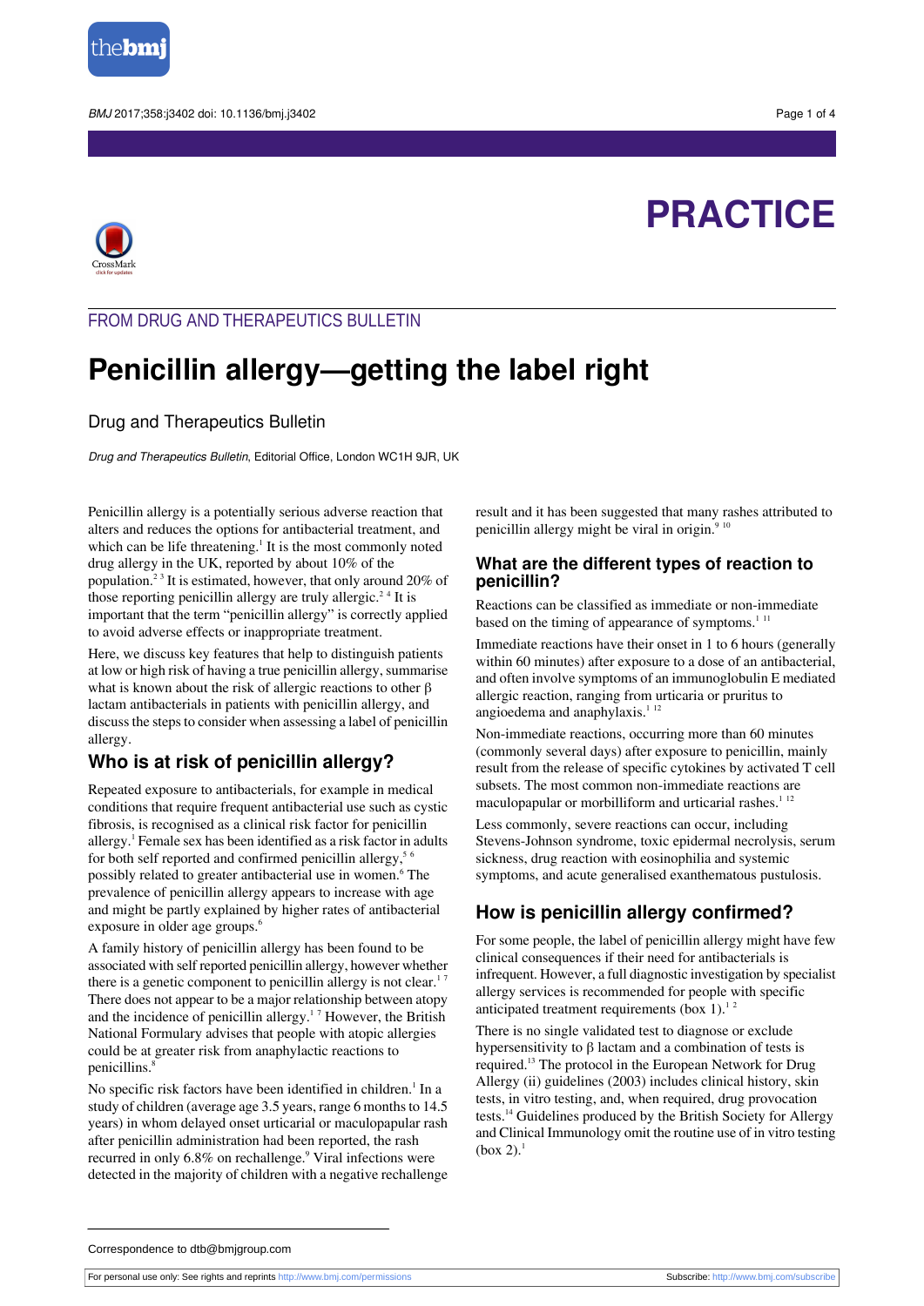# PRACTICE

FROM DRUG AND THERAPEUTICS BULLETIN

# Penicillin allergy—getting the label right

Drug and Therapeutics Bulletin

*Drug and Therapeutics Bulletin*, Editorial Office, London WC1H 9JR, UK

Penicillin allergy is a potentially serious adverse reaction that alters and reduces the options for antibacterial treatment, and which can be life threatening.[1] It is the most commonly noted drug allergy in the UK, reported by about 10% of the population.[2,3] It is estimated, however, that only around 20% of those reporting penicillin allergy are truly allergic.[2,4] It is important that the term "penicillin allergy" is correctly applied to avoid adverse effects or inappropriate treatment.

Here, we discuss key features that help to distinguish patients at low or high risk of having a true penicillin allergy, summarise what is known about the risk of allergic reactions to other β lactam antibacterials in patients with penicillin allergy, and discuss the steps to consider when assessing a label of penicillin allergy.

## Who is at risk of penicillin allergy?

Repeated exposure to antibacterials, for example in medical conditions that require frequent antibacterial use such as cystic fibrosis, is recognised as a clinical risk factor for penicillin allergy.[1] Female sex has been identified as a risk factor in adults for both self reported and confirmed penicillin allergy,[5,6] possibly related to greater antibacterial use in women.[6] The prevalence of penicillin allergy appears to increase with age and might be partly explained by higher rates of antibacterial exposure in older age groups.[6]

A family history of penicillin allergy has been found to be associated with self reported penicillin allergy, however whether there is a genetic component to penicillin allergy is not clear.[1,7] There does not appear to be a major relationship between atopy and the incidence of penicillin allergy.[1,7] However, the British National Formulary advises that people with atopic allergies could be at greater risk from anaphylactic reactions to penicillins.[8]

No specific risk factors have been identified in children.[1] In a study of children (average age 3.5 years, range 6 months to 14.5 years) in whom delayed onset urticarial or maculopapular rash after penicillin administration had been reported, the rash recurred in only 6.8% on rechallenge.[9] Viral infections were detected in the majority of children with a negative rechallenge result and it has been suggested that many rashes attributed to penicillin allergy might be viral in origin.[9,10]

## What are the different types of reaction to penicillin?

Reactions can be classified as immediate or non-immediate based on the timing of appearance of symptoms.[1,11]

Immediate reactions have their onset in 1 to 6 hours (generally within 60 minutes) after exposure to a dose of an antibacterial, and often involve symptoms of an immunoglobulin E mediated allergic reaction, ranging from urticaria or pruritus to angioedema and anaphylaxis.[1,12]

Non-immediate reactions, occurring more than 60 minutes (commonly several days) after exposure to penicillin, mainly result from the release of specific cytokines by activated T cell subsets. The most common non-immediate reactions are maculopapular or morbilliform and urticarial rashes.[1,12]

Less commonly, severe reactions can occur, including Stevens-Johnson syndrome, toxic epidermal necrolysis, serum sickness, drug reaction with eosinophilia and systemic symptoms, and acute generalised exanthematous pustulosis.

## How is penicillin allergy confirmed?

For some people, the label of penicillin allergy might have few clinical consequences if their need for antibacterials is infrequent. However, a full diagnostic investigation by specialist allergy services is recommended for people with specific anticipated treatment requirements (box 1).[1,2]

There is no single validated test to diagnose or exclude hypersensitivity to β lactam and a combination of tests is required.[13] The protocol in the European Network for Drug Allergy (ii) guidelines (2003) includes clinical history, skin tests, in vitro testing, and, when required, drug provocation tests.[14] Guidelines produced by the British Society for Allergy and Clinical Immunology omit the routine use of in vitro testing (box 2).[1]

Correspondence to dtb@bmjgroup.com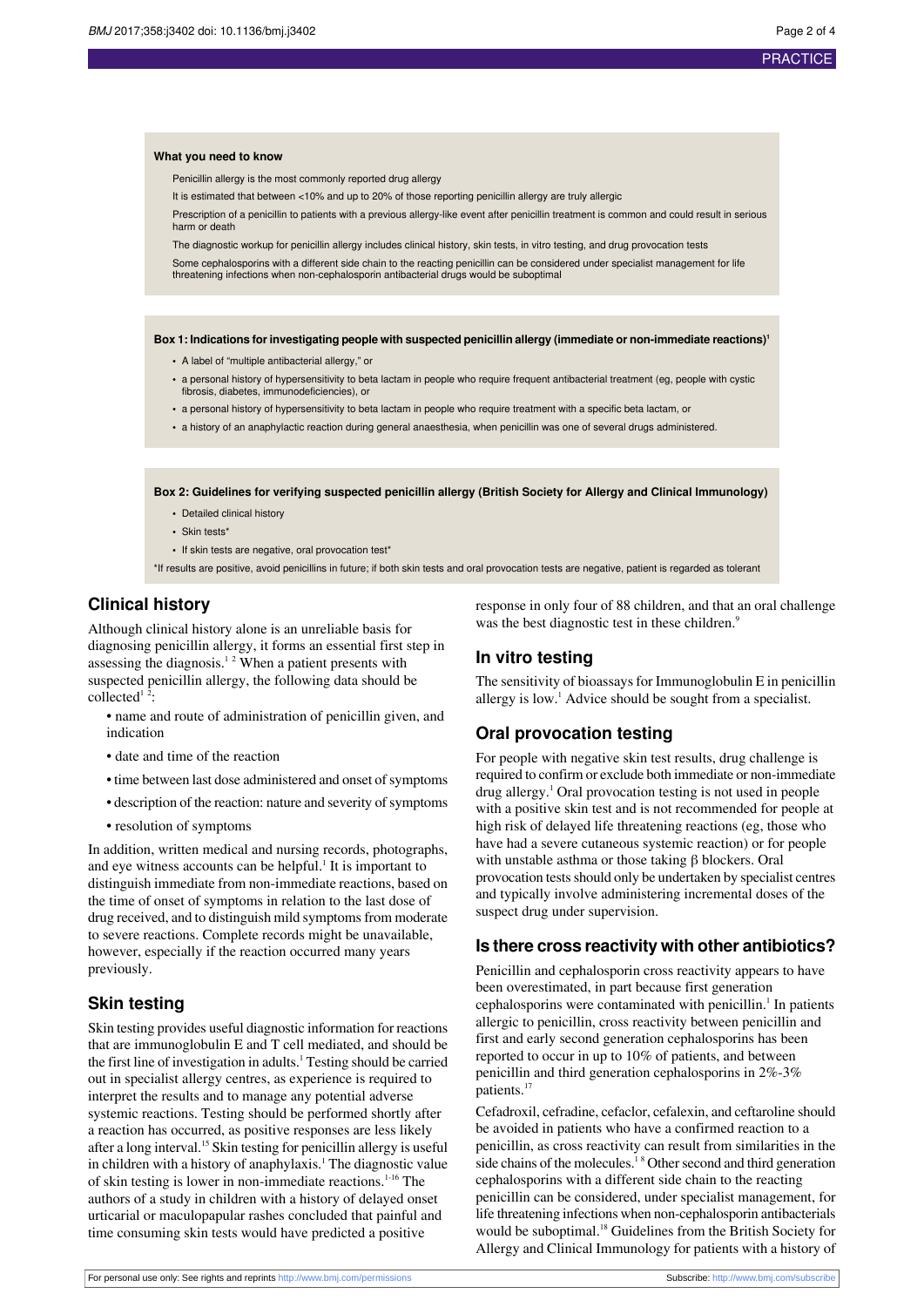**What you need to know**

Penicillin allergy is the most commonly reported drug allergy

It is estimated that between <10% and up to 20% of those reporting penicillin allergy are truly allergic

Prescription of a penicillin to patients with a previous allergy-like event after penicillin treatment is common and could result in serious harm or death

The diagnostic workup for penicillin allergy includes clinical history, skin tests, in vitro testing, and drug provocation tests

Some cephalosporins with a different side chain to the reacting penicillin can be considered under specialist management for life threatening infections when non-cephalosporin antibacterial drugs would be suboptimal

**Box 1: Indications for investigating people with suspected penicillin allergy (immediate or non-immediate reactions)[1]**

- A label of "multiple antibacterial allergy," or
- a personal history of hypersensitivity to beta lactam in people who require frequent antibacterial treatment (eg, people with cystic fibrosis, diabetes, immunodeficiencies), or
- a personal history of hypersensitivity to beta lactam in people who require treatment with a specific beta lactam, or
- a history of an anaphylactic reaction during general anaesthesia, when penicillin was one of several drugs administered.

**Box 2: Guidelines for verifying suspected penicillin allergy (British Society for Allergy and Clinical Immunology)**

- Detailed clinical history
- Skin tests*
- If skin tests are negative, oral provocation test*

*If results are positive, avoid penicillins in future; if both skin tests and oral provocation tests are negative, patient is regarded as tolerant

## Clinical history

Although clinical history alone is an unreliable basis for diagnosing penicillin allergy, it forms an essential first step in assessing the diagnosis.[1 2] When a patient presents with suspected penicillin allergy, the following data should be collected[1 2]:

- name and route of administration of penicillin given, and indication
- date and time of the reaction
- time between last dose administered and onset of symptoms
- description of the reaction: nature and severity of symptoms
- resolution of symptoms

In addition, written medical and nursing records, photographs, and eye witness accounts can be helpful.[1] It is important to distinguish immediate from non-immediate reactions, based on the time of onset of symptoms in relation to the last dose of drug received, and to distinguish mild symptoms from moderate to severe reactions. Complete records might be unavailable, however, especially if the reaction occurred many years previously.

## Skin testing

Skin testing provides useful diagnostic information for reactions that are immunoglobulin E and T cell mediated, and should be the first line of investigation in adults.[1] Testing should be carried out in specialist allergy centres, as experience is required to interpret the results and to manage any potential adverse systemic reactions. Testing should be performed shortly after a reaction has occurred, as positive responses are less likely after a long interval.[15] Skin testing for penicillin allergy is useful in children with a history of anaphylaxis.[1] The diagnostic value of skin testing is lower in non-immediate reactions.[1-16] The authors of a study in children with a history of delayed onset urticarial or maculopapular rashes concluded that painful and time consuming skin tests would have predicted a positive response in only four of 88 children, and that an oral challenge was the best diagnostic test in these children.[9]

## In vitro testing

The sensitivity of bioassays for Immunoglobulin E in penicillin allergy is low.[1] Advice should be sought from a specialist.

## Oral provocation testing

For people with negative skin test results, drug challenge is required to confirm or exclude both immediate or non-immediate drug allergy.[1] Oral provocation testing is not used in people with a positive skin test and is not recommended for people at high risk of delayed life threatening reactions (eg, those who have had a severe cutaneous systemic reaction) or for people with unstable asthma or those taking β blockers. Oral provocation tests should only be undertaken by specialist centres and typically involve administering incremental doses of the suspect drug under supervision.

## Is there cross reactivity with other antibiotics?

Penicillin and cephalosporin cross reactivity appears to have been overestimated, in part because first generation cephalosporins were contaminated with penicillin.[1] In patients allergic to penicillin, cross reactivity between penicillin and first and early second generation cephalosporins has been reported to occur in up to 10% of patients, and between penicillin and third generation cephalosporins in 2%-3% patients.[17]

Cefadroxil, cefradine, cefaclor, cefalexin, and ceftaroline should be avoided in patients who have a confirmed reaction to a penicillin, as cross reactivity can result from similarities in the side chains of the molecules.[1 8] Other second and third generation cephalosporins with a different side chain to the reacting penicillin can be considered, under specialist management, for life threatening infections when non-cephalosporin antibacterials would be suboptimal.[18] Guidelines from the British Society for Allergy and Clinical Immunology for patients with a history of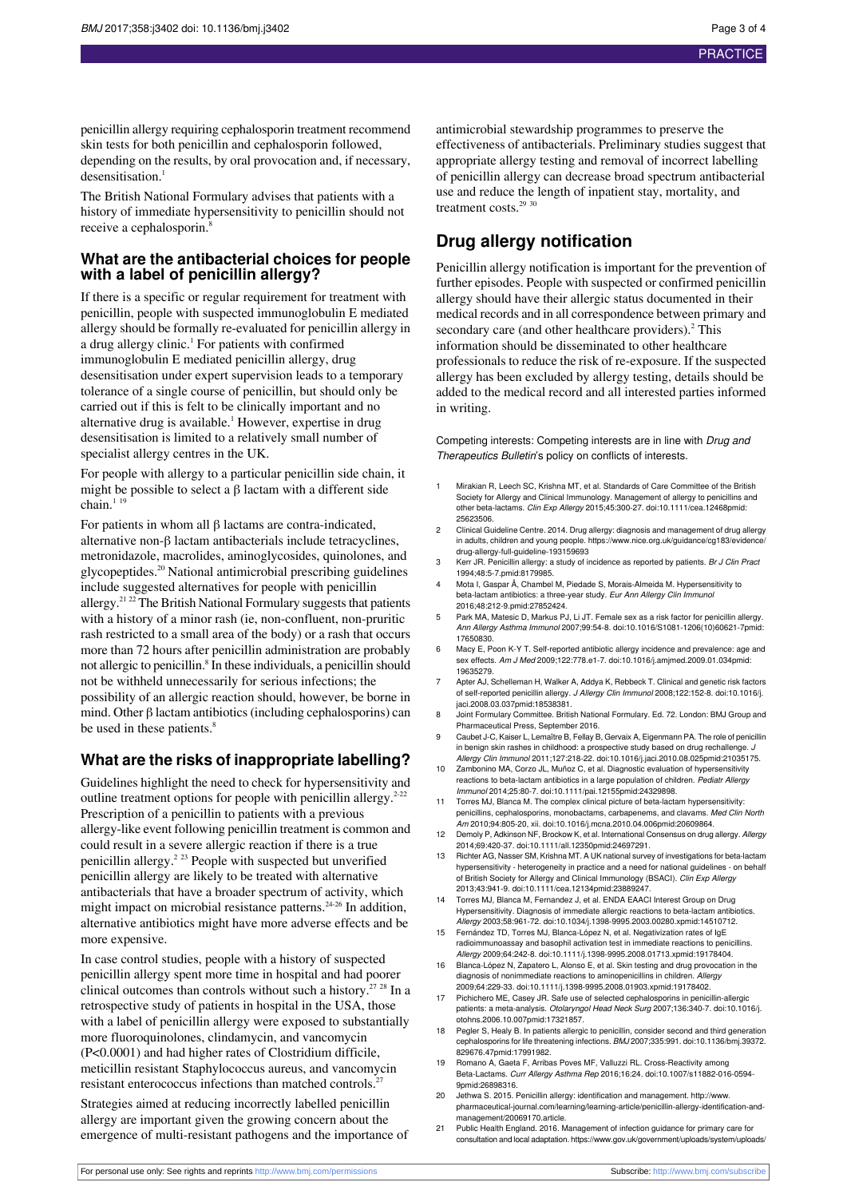penicillin allergy requiring cephalosporin treatment recommend skin tests for both penicillin and cephalosporin followed, depending on the results, by oral provocation and, if necessary, desensitisation.[1]

The British National Formulary advises that patients with a history of immediate hypersensitivity to penicillin should not receive a cephalosporin.[8]

## What are the antibacterial choices for people with a label of penicillin allergy?

If there is a specific or regular requirement for treatment with penicillin, people with suspected immunoglobulin E mediated allergy should be formally re-evaluated for penicillin allergy in a drug allergy clinic.[1] For patients with confirmed immunoglobulin E mediated penicillin allergy, drug desensitisation under expert supervision leads to a temporary tolerance of a single course of penicillin, but should only be carried out if this is felt to be clinically important and no alternative drug is available.[1] However, expertise in drug desensitisation is limited to a relatively small number of specialist allergy centres in the UK.

For people with allergy to a particular penicillin side chain, it might be possible to select a β lactam with a different side chain.[1,19]

For patients in whom all β lactams are contra-indicated, alternative non-β lactam antibacterials include tetracyclines, metronidazole, macrolides, aminoglycosides, quinolones, and glycopeptides.[20] National antimicrobial prescribing guidelines include suggested alternatives for people with penicillin allergy.[21,22] The British National Formulary suggests that patients with a history of a minor rash (ie, non-confluent, non-pruritic rash restricted to a small area of the body) or a rash that occurs more than 72 hours after penicillin administration are probably not allergic to penicillin.[8] In these individuals, a penicillin should not be withheld unnecessarily for serious infections; the possibility of an allergic reaction should, however, be borne in mind. Other β lactam antibiotics (including cephalosporins) can be used in these patients.[8]

## What are the risks of inappropriate labelling?

Guidelines highlight the need to check for hypersensitivity and outline treatment options for people with penicillin allergy.[2-22] Prescription of a penicillin to patients with a previous allergy-like event following penicillin treatment is common and could result in a severe allergic reaction if there is a true penicillin allergy.[2,23] People with suspected but unverified penicillin allergy are likely to be treated with alternative antibacterials that have a broader spectrum of activity, which might impact on microbial resistance patterns.[24-26] In addition, alternative antibiotics might have more adverse effects and be more expensive.

In case control studies, people with a history of suspected penicillin allergy spent more time in hospital and had poorer clinical outcomes than controls without such a history.[27,28] In a retrospective study of patients in hospital in the USA, those with a label of penicillin allergy were exposed to substantially more fluoroquinolones, clindamycin, and vancomycin ($P<0.0001$) and had higher rates of Clostridium difficile, meticillin resistant Staphylococcus aureus, and vancomycin resistant enterococcus infections than matched controls.[27]

Strategies aimed at reducing incorrectly labelled penicillin allergy are important given the growing concern about the emergence of multi-resistant pathogens and the importance of antimicrobial stewardship programmes to preserve the effectiveness of antibacterials. Preliminary studies suggest that appropriate allergy testing and removal of incorrect labelling of penicillin allergy can decrease broad spectrum antibacterial use and reduce the length of inpatient stay, mortality, and treatment costs.[29,30]

# Drug allergy notification

Penicillin allergy notification is important for the prevention of further episodes. People with suspected or confirmed penicillin allergy should have their allergic status documented in their medical records and in all correspondence between primary and secondary care (and other healthcare providers).[2] This information should be disseminated to other healthcare professionals to reduce the risk of re-exposure. If the suspected allergy has been excluded by allergy testing, details should be added to the medical record and all interested parties informed in writing.

Competing interests: Competing interests are in line with *Drug and Therapeutics Bulletin*'s policy on conflicts of interests.

1. Mirakian R, Leech SC, Krishna MT, et al. Standards of Care Committee of the British Society for Allergy and Clinical Immunology. Management of allergy to penicillins and other beta-lactams. *Clin Exp Allergy* 2015;45:300-27. doi:10.1111/cea.12468pmid:25623506.
2. Clinical Guideline Centre. 2014. Drug allergy: diagnosis and management of drug allergy in adults, children and young people. https://www.nice.org.uk/guidance/cg183/evidence/drug-allergy-full-guideline-193159693
3. Kerr JR. Penicillin allergy: a study of incidence as reported by patients. *Br J Clin Pract* 1994;48:5-7.pmid:8179985.
4. Mota I, Gaspar Â, Chambel M, Piedade S, Morais-Almeida M. Hypersensitivity to beta-lactam antibiotics: a three-year study. *Eur Ann Allergy Clin Immunol* 2016;48:212-9.pmid:27852424.
5. Park MA, Matesic D, Markus PJ, Li JT. Female sex as a risk factor for penicillin allergy. *Ann Allergy Asthma Immunol* 2007;99:54-8. doi:10.1016/S1081-1206(10)60621-7pmid:17650830.
6. Macy E, Poon K-Y T. Self-reported antibiotic allergy incidence and prevalence: age and sex effects. *Am J Med* 2009;122:778.e1-7. doi:10.1016/j.amjmed.2009.01.034pmid:19635279.
7. Apter AJ, Schelleman H, Walker A, Addya K, Rebbeck T. Clinical and genetic risk factors of self-reported penicillin allergy. *J Allergy Clin Immunol* 2008;122:152-8. doi:10.1016/j.jaci.2008.03.037pmid:18538381.
8. Joint Formulary Committee. British National Formulary. Ed. 72. London: BMJ Group and Pharmaceutical Press, September 2016.
9. Caubet J-C, Kaiser L, Lemaître B, Fellay B, Gervaix A, Eigenmann PA. The role of penicillin in benign skin rashes in childhood: a prospective study based on drug rechallenge. *J Allergy Clin Immunol* 2011;127:218-22. doi:10.1016/j.jaci.2010.08.025pmid:21035175.
10. Zambonino MA, Corzo JL, Muñoz C, et al. Diagnostic evaluation of hypersensitivity reactions to beta-lactam antibiotics in a large population of children. *Pediatr Allergy Immunol* 2014;25:80-7. doi:10.1111/pai.12155pmid:24329898.
11. Torres MJ, Blanca M. The complex clinical picture of beta-lactam hypersensitivity: penicillins, cephalosporins, monobactams, carbapenems, and clavams. *Med Clin North Am* 2010;94:805-20, xii. doi:10.1016/j.mcna.2010.04.006pmid:20609864.
12. Demoly P, Adkinson NF, Brockow K, et al. International Consensus on drug allergy. *Allergy* 2014;69:420-37. doi:10.1111/all.12350pmid:24697291.
13. Richter AG, Nasser SM, Krishna MT. A UK national survey of investigations for beta-lactam hypersensitivity - heterogeneity in practice and a need for national guidelines - on behalf of British Society for Allergy and Clinical Immunology (BSACI). *Clin Exp Allergy* 2013;43:941-9. doi:10.1111/cea.12134pmid:23889247.
14. Torres MJ, Blanca M, Fernandez J, et al. ENDA EAACI Interest Group on Drug Hypersensitivity. Diagnosis of immediate allergic reactions to beta-lactam antibiotics. *Allergy* 2003;58:961-72. doi:10.1034/j.1398-9995.2003.00280.xpmid:14510712.
15. Fernández TD, Torres MJ, Blanca-López N, et al. Negativization rates of IgE radioimmunoassay and basophil activation test in immediate reactions to penicillins. *Allergy* 2009;64:242-8. doi:10.1111/j.1398-9995.2008.01713.xpmid:19178404.
16. Blanca-López N, Zapatero L, Alonso E, et al. Skin testing and drug provocation in the diagnosis of nonimmediate reactions to aminopenicillins in children. *Allergy* 2009;64:229-33. doi:10.1111/j.1398-9995.2008.01903.xpmid:19178402.
17. Pichichero ME, Casey JR. Safe use of selected cephalosporins in penicillin-allergic patients: a meta-analysis. *Otolaryngol Head Neck Surg* 2007;136:340-7. doi:10.1016/j.otohns.2006.10.007pmid:17321857.
18. Pegler S, Healy B. In patients allergic to penicillin, consider second and third generation cephalosporins for life threatening infections. *BMJ* 2007;335:991. doi:10.1136/bmj.39372.829676.47pmid:17991982.
19. Romano A, Gaeta F, Arribas Poves MF, Valluzzi RL. Cross-Reactivity among Beta-Lactams. *Curr Allergy Asthma Rep* 2016;16:24. doi:10.1007/s11882-016-0594-9pmid:26898316.
20. Jethwa S. 2015. Penicillin allergy: identification and management. http://www.pharmaceutical-journal.com/learning/learning-article/penicillin-allergy-identification-and-management/20069170.article.
21. Public Health England. 2016. Management of infection guidance for primary care for consultation and local adaptation. https://www.gov.uk/government/uploads/system/uploads/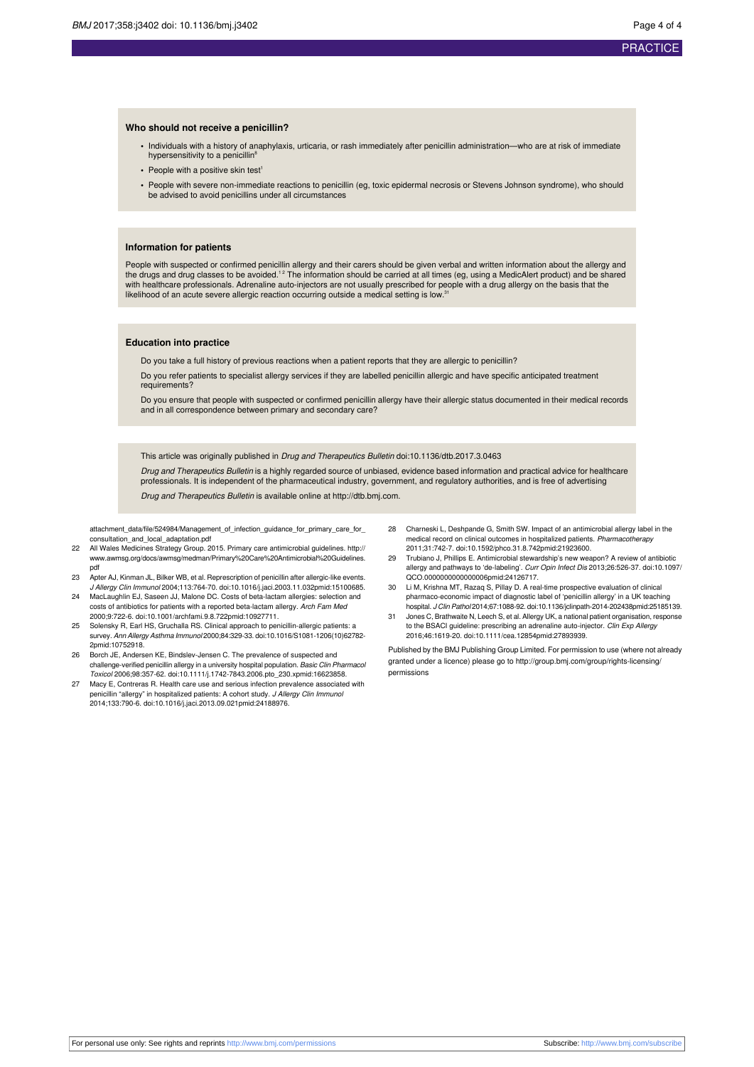### Who should not receive a penicillin?

- Individuals with a history of anaphylaxis, urticaria, or rash immediately after penicillin administration—who are at risk of immediate hypersensitivity to a penicillin[8]
- People with a positive skin test[1]
- People with severe non-immediate reactions to penicillin (eg, toxic epidermal necrosis or Stevens Johnson syndrome), who should be advised to avoid penicillins under all circumstances

### Information for patients

People with suspected or confirmed penicillin allergy and their carers should be given verbal and written information about the allergy and the drugs and drug classes to be avoided.[1,2] The information should be carried at all times (eg, using a MedicAlert product) and be shared with healthcare professionals. Adrenaline auto-injectors are not usually prescribed for people with a drug allergy on the basis that the likelihood of an acute severe allergic reaction occurring outside a medical setting is low.[31]

### Education into practice

Do you take a full history of previous reactions when a patient reports that they are allergic to penicillin?

Do you refer patients to specialist allergy services if they are labelled penicillin allergic and have specific anticipated treatment requirements?

Do you ensure that people with suspected or confirmed penicillin allergy have their allergic status documented in their medical records and in all correspondence between primary and secondary care?

This article was originally published in *Drug and Therapeutics Bulletin* doi:10.1136/dtb.2017.3.0463

*Drug and Therapeutics Bulletin* is a highly regarded source of unbiased, evidence based information and practical advice for healthcare professionals. It is independent of the pharmaceutical industry, government, and regulatory authorities, and is free of advertising

*Drug and Therapeutics Bulletin* is available online at http://dtb.bmj.com.

attachment_data/file/524984/Management_of_infection_guidance_for_primary_care_for_consultation_and_local_adaptation.pdf

22. All Wales Medicines Strategy Group. 2015. Primary care antimicrobial guidelines. http://www.awmsg.org/docs/awmsg/medman/Primary%20Care%20Antimicrobial%20Guidelines.pdf
23. Apter AJ, Kinman JL, Bilker WB, et al. Represcription of penicillin after allergic-like events. *J Allergy Clin Immunol* 2004;113:764-70. doi:10.1016/j.jaci.2003.11.032pmid:15100685.
24. MacLaughlin EJ, Saseen JJ, Malone DC. Costs of beta-lactam allergies: selection and costs of antibiotics for patients with a reported beta-lactam allergy. *Arch Fam Med* 2000;9:722-6. doi:10.1001/archfami.9.8.722pmid:10927711.
25. Solensky R, Earl HS, Gruchalla RS. Clinical approach to penicillin-allergic patients: a survey. *Ann Allergy Asthma Immunol* 2000;84:329-33. doi:10.1016/S1081-1206(10)62782-2pmid:10752918.
26. Borch JE, Andersen KE, Bindslev-Jensen C. The prevalence of suspected and challenge-verified penicillin allergy in a university hospital population. *Basic Clin Pharmacol Toxicol* 2006;98:357-62. doi:10.1111/j.1742-7843.2006.pto_230.xpmid:16623858.
27. Macy E, Contreras R. Health care use and serious infection prevalence associated with penicillin "allergy" in hospitalized patients: A cohort study. *J Allergy Clin Immunol* 2014;133:790-6. doi:10.1016/j.jaci.2013.09.021pmid:24188976.
28. Charneski L, Deshpande G, Smith SW. Impact of an antimicrobial allergy label in the medical record on clinical outcomes in hospitalized patients. *Pharmacotherapy* 2011;31:742-7. doi:10.1592/phco.31.8.742pmid:21923600.
29. Trubiano J, Phillips E. Antimicrobial stewardship's new weapon? A review of antibiotic allergy and pathways to 'de-labeling'. *Curr Opin Infect Dis* 2013;26:526-37. doi:10.1097/QCO.0000000000000006pmid:24126717.
30. Li M, Krishna MT, Razaq S, Pillay D. A real-time prospective evaluation of clinical pharmaco-economic impact of diagnostic label of 'penicillin allergy' in a UK teaching hospital. *J Clin Pathol* 2014;67:1088-92. doi:10.1136/jclinpath-2014-202438pmid:25185139.
31. Jones C, Brathwaite N, Leech S, et al. Allergy UK, a national patient organisation, response to the BSACI guideline: prescribing an adrenaline auto-injector. *Clin Exp Allergy* 2016;46:1619-20. doi:10.1111/cea.12854pmid:27893939.

Published by the BMJ Publishing Group Limited. For permission to use (where not already granted under a licence) please go to http://group.bmj.com/group/rights-licensing/permissions